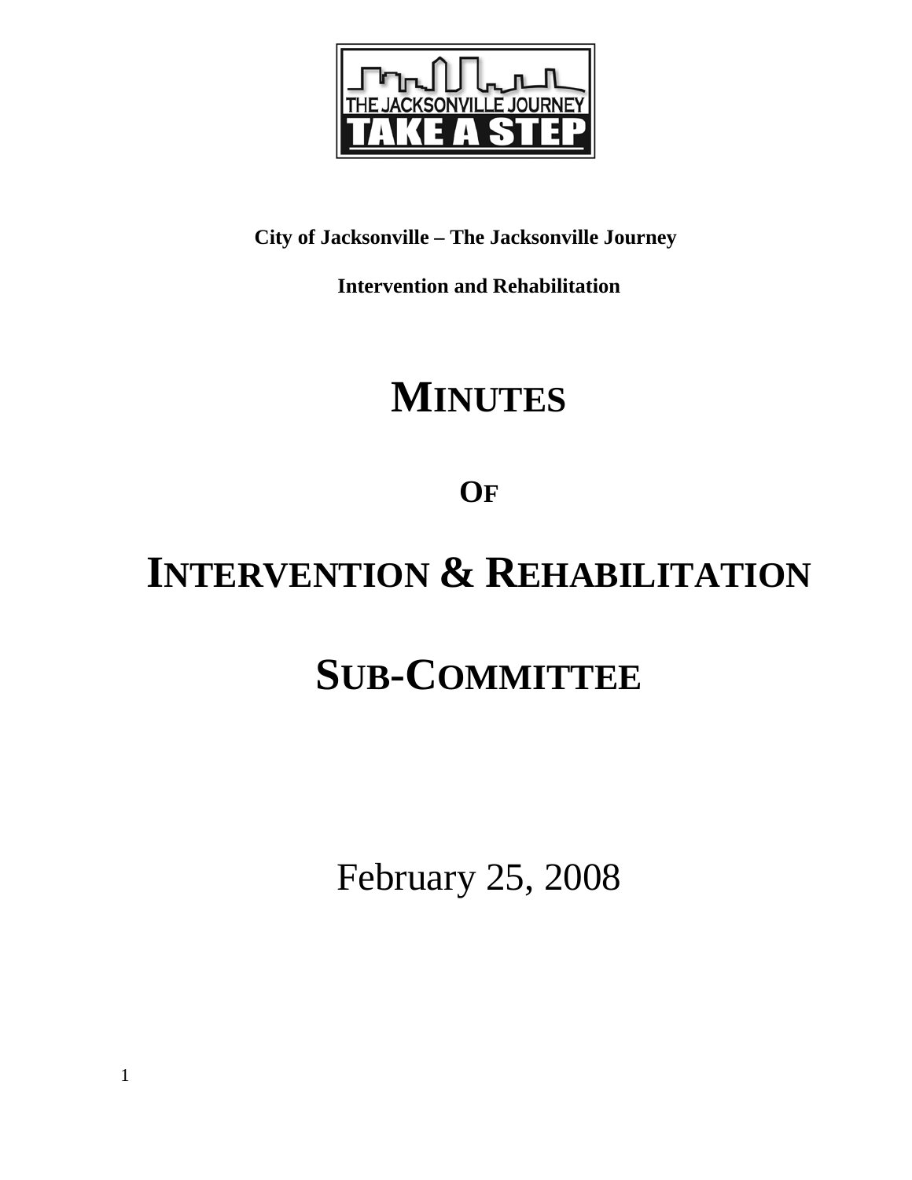**City of Jacksonville – The Jacksonville Journey**

**Intervention and Rehabilitation**

# MINUTES

## OF

# INTERVENTION & REHABILITATION

# SUB-COMMITTEE

February 25, 2008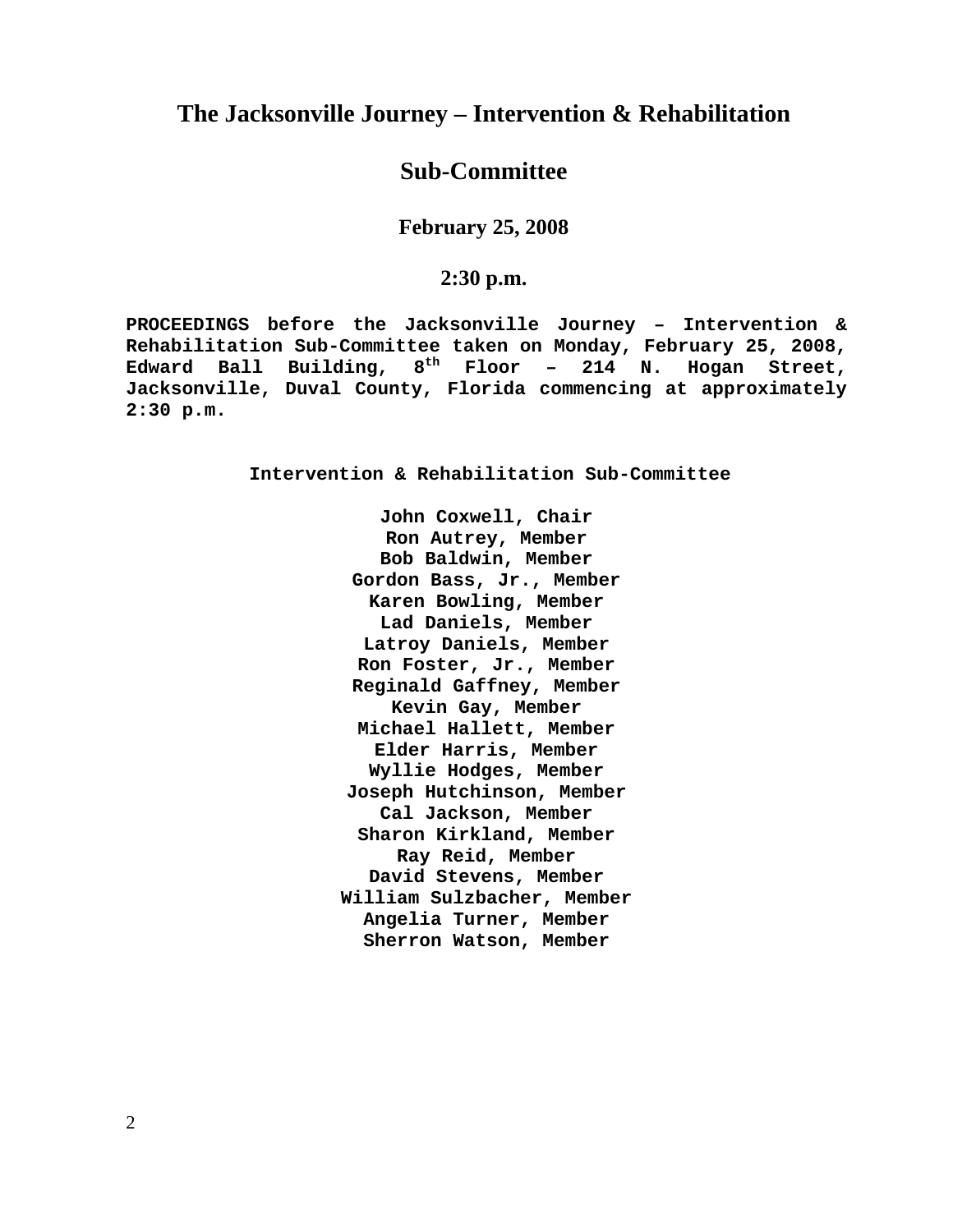# The Jacksonville Journey – Intervention & Rehabilitation

# Sub-Committee

## February 25, 2008

## 2:30 p.m.

**PROCEEDINGS before the Jacksonville Journey – Intervention & Rehabilitation Sub-Committee taken on Monday, February 25, 2008, Edward Ball Building, 8th Floor – 214 N. Hogan Street, Jacksonville, Duval County, Florida commencing at approximately 2:30 p.m.**

**Intervention & Rehabilitation Sub-Committee**

**John Coxwell, Chair**
**Ron Autrey, Member**
**Bob Baldwin, Member**
**Gordon Bass, Jr., Member**
**Karen Bowling, Member**
**Lad Daniels, Member**
**Latroy Daniels, Member**
**Ron Foster, Jr., Member**
**Reginald Gaffney, Member**
**Kevin Gay, Member**
**Michael Hallett, Member**
**Elder Harris, Member**
**Wyllie Hodges, Member**
**Joseph Hutchinson, Member**
**Cal Jackson, Member**
**Sharon Kirkland, Member**
**Ray Reid, Member**
**David Stevens, Member**
**William Sulzbacher, Member**
**Angelia Turner, Member**
**Sherron Watson, Member**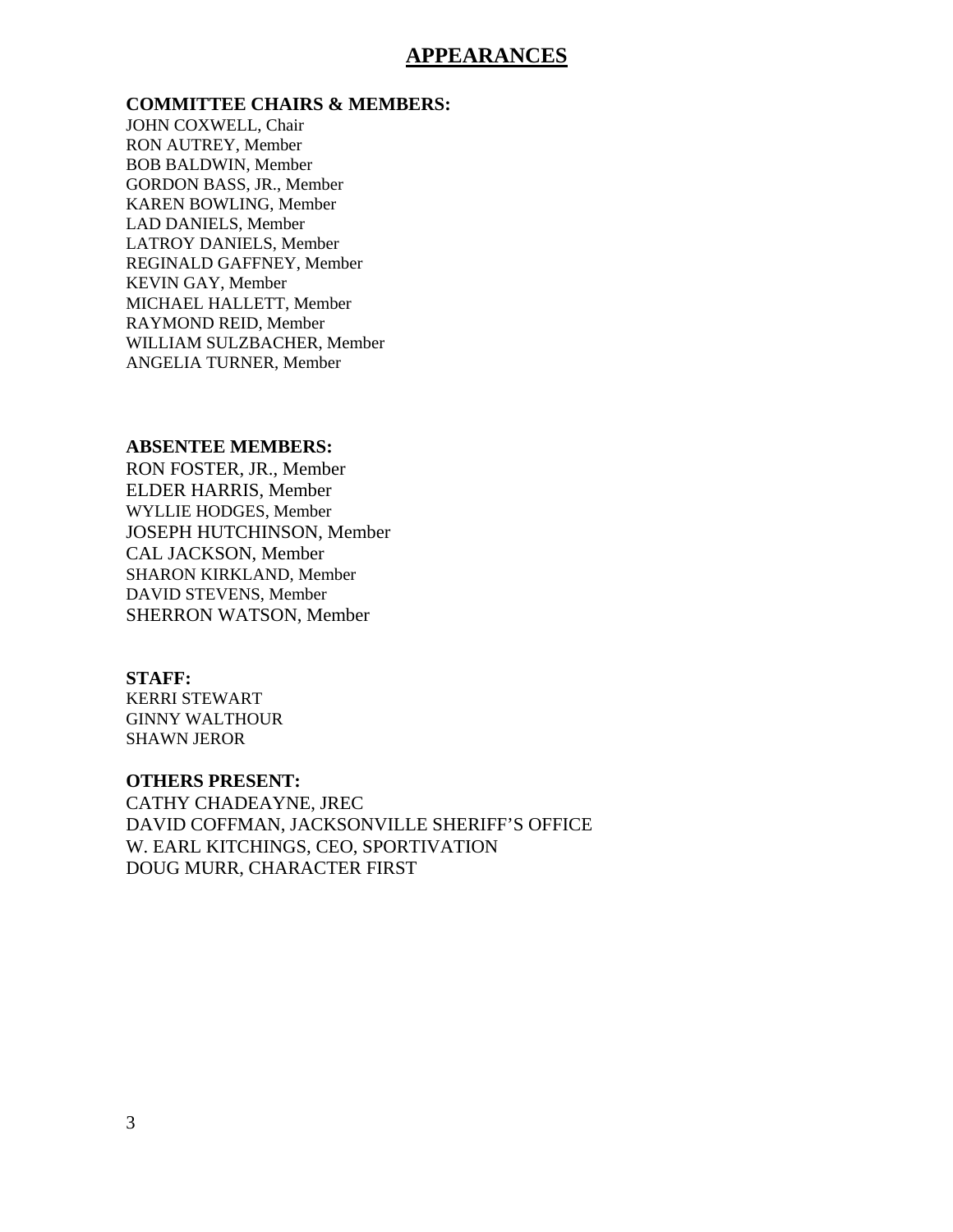# APPEARANCES

**COMMITTEE CHAIRS & MEMBERS:**

JOHN COXWELL, Chair
RON AUTREY, Member
BOB BALDWIN, Member
GORDON BASS, JR., Member
KAREN BOWLING, Member
LAD DANIELS, Member
LATROY DANIELS, Member
REGINALD GAFFNEY, Member
KEVIN GAY, Member
MICHAEL HALLETT, Member
RAYMOND REID, Member
WILLIAM SULZBACHER, Member
ANGELIA TURNER, Member

**ABSENTEE MEMBERS:**

RON FOSTER, JR., Member
ELDER HARRIS, Member
WYLLIE HODGES, Member
JOSEPH HUTCHINSON, Member
CAL JACKSON, Member
SHARON KIRKLAND, Member
DAVID STEVENS, Member
SHERRON WATSON, Member

**STAFF:**

KERRI STEWART
GINNY WALTHOUR
SHAWN JEROR

**OTHERS PRESENT:**

CATHY CHADEAYNE, JREC
DAVID COFFMAN, JACKSONVILLE SHERIFF'S OFFICE
W. EARL KITCHINGS, CEO, SPORTIVATION
DOUG MURR, CHARACTER FIRST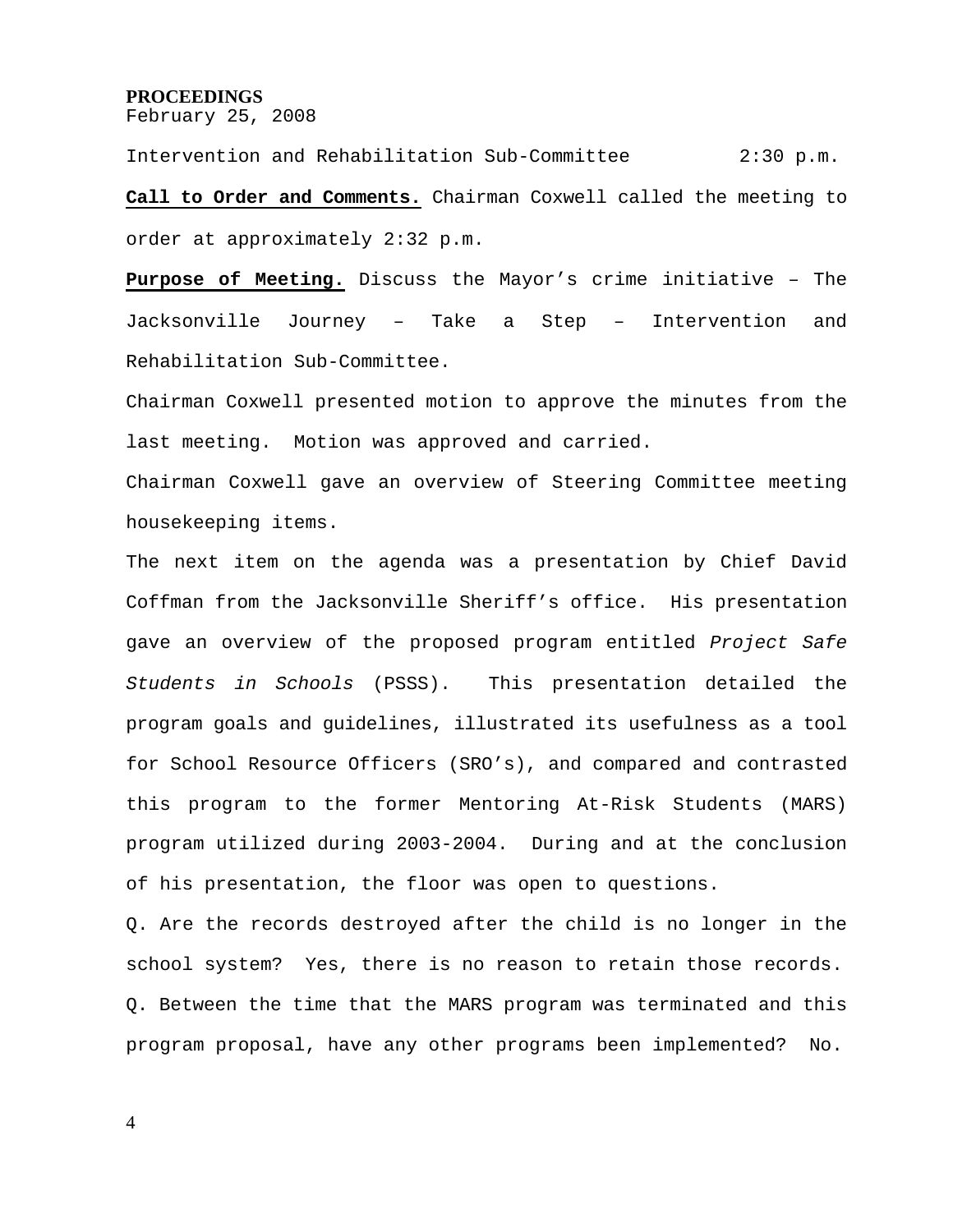**PROCEEDINGS**
February 25, 2008

Intervention and Rehabilitation Sub-Committee 2:30 p.m.

**Call to Order and Comments.** Chairman Coxwell called the meeting to order at approximately 2:32 p.m.

**Purpose of Meeting.** Discuss the Mayor's crime initiative – The Jacksonville Journey – Take a Step – Intervention and Rehabilitation Sub-Committee.

Chairman Coxwell presented motion to approve the minutes from the last meeting. Motion was approved and carried.

Chairman Coxwell gave an overview of Steering Committee meeting housekeeping items.

The next item on the agenda was a presentation by Chief David Coffman from the Jacksonville Sheriff's office. His presentation gave an overview of the proposed program entitled *Project Safe Students in Schools* (PSSS). This presentation detailed the program goals and guidelines, illustrated its usefulness as a tool for School Resource Officers (SRO's), and compared and contrasted this program to the former Mentoring At-Risk Students (MARS) program utilized during 2003-2004. During and at the conclusion of his presentation, the floor was open to questions.

Q. Are the records destroyed after the child is no longer in the school system? Yes, there is no reason to retain those records.

Q. Between the time that the MARS program was terminated and this program proposal, have any other programs been implemented? No.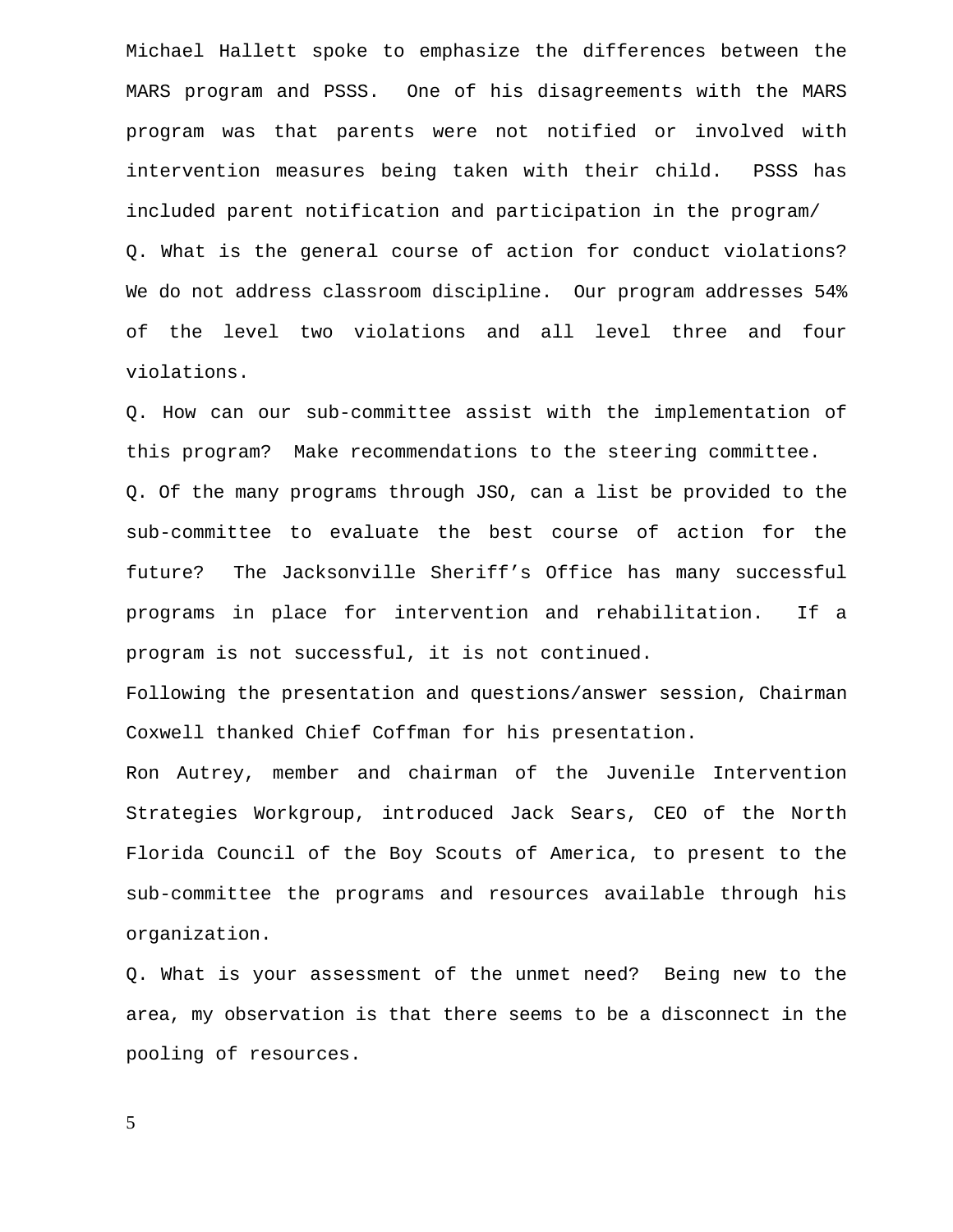Michael Hallett spoke to emphasize the differences between the MARS program and PSSS. One of his disagreements with the MARS program was that parents were not notified or involved with intervention measures being taken with their child. PSSS has included parent notification and participation in the program/

Q. What is the general course of action for conduct violations? We do not address classroom discipline. Our program addresses 54% of the level two violations and all level three and four violations.

Q. How can our sub-committee assist with the implementation of this program? Make recommendations to the steering committee.

Q. Of the many programs through JSO, can a list be provided to the sub-committee to evaluate the best course of action for the future? The Jacksonville Sheriff's Office has many successful programs in place for intervention and rehabilitation. If a program is not successful, it is not continued.

Following the presentation and questions/answer session, Chairman Coxwell thanked Chief Coffman for his presentation.

Ron Autrey, member and chairman of the Juvenile Intervention Strategies Workgroup, introduced Jack Sears, CEO of the North Florida Council of the Boy Scouts of America, to present to the sub-committee the programs and resources available through his organization.

Q. What is your assessment of the unmet need? Being new to the area, my observation is that there seems to be a disconnect in the pooling of resources.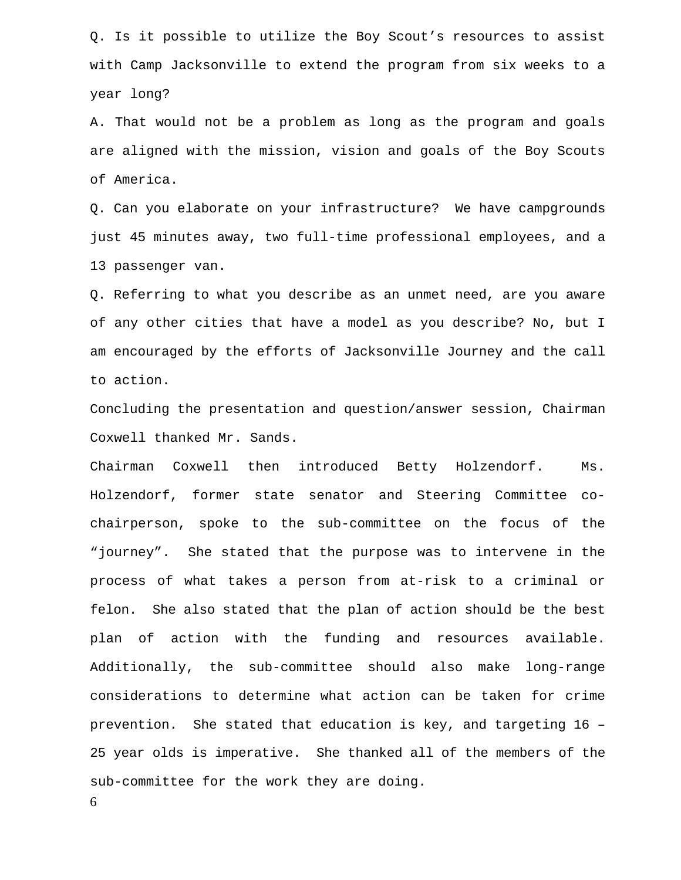Q. Is it possible to utilize the Boy Scout's resources to assist with Camp Jacksonville to extend the program from six weeks to a year long?

A. That would not be a problem as long as the program and goals are aligned with the mission, vision and goals of the Boy Scouts of America.

Q. Can you elaborate on your infrastructure? We have campgrounds just 45 minutes away, two full-time professional employees, and a 13 passenger van.

Q. Referring to what you describe as an unmet need, are you aware of any other cities that have a model as you describe? No, but I am encouraged by the efforts of Jacksonville Journey and the call to action.

Concluding the presentation and question/answer session, Chairman Coxwell thanked Mr. Sands.

Chairman Coxwell then introduced Betty Holzendorf. Ms. Holzendorf, former state senator and Steering Committee co-chairperson, spoke to the sub-committee on the focus of the "journey". She stated that the purpose was to intervene in the process of what takes a person from at-risk to a criminal or felon. She also stated that the plan of action should be the best plan of action with the funding and resources available. Additionally, the sub-committee should also make long-range considerations to determine what action can be taken for crime prevention. She stated that education is key, and targeting 16 – 25 year olds is imperative. She thanked all of the members of the sub-committee for the work they are doing.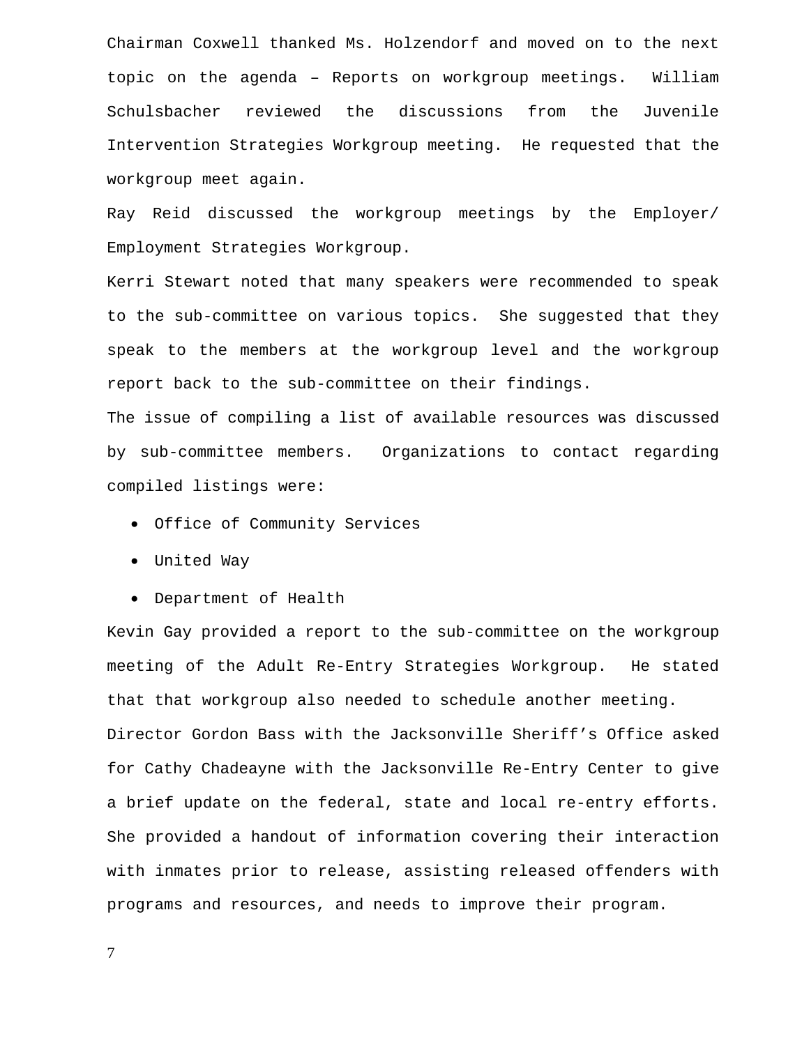Chairman Coxwell thanked Ms. Holzendorf and moved on to the next topic on the agenda – Reports on workgroup meetings. William Schulsbacher reviewed the discussions from the Juvenile Intervention Strategies Workgroup meeting. He requested that the workgroup meet again.

Ray Reid discussed the workgroup meetings by the Employer/ Employment Strategies Workgroup.

Kerri Stewart noted that many speakers were recommended to speak to the sub-committee on various topics. She suggested that they speak to the members at the workgroup level and the workgroup report back to the sub-committee on their findings.

The issue of compiling a list of available resources was discussed by sub-committee members. Organizations to contact regarding compiled listings were:

- Office of Community Services
- United Way
- Department of Health

Kevin Gay provided a report to the sub-committee on the workgroup meeting of the Adult Re-Entry Strategies Workgroup. He stated that that workgroup also needed to schedule another meeting.

Director Gordon Bass with the Jacksonville Sheriff's Office asked for Cathy Chadeayne with the Jacksonville Re-Entry Center to give a brief update on the federal, state and local re-entry efforts. She provided a handout of information covering their interaction with inmates prior to release, assisting released offenders with programs and resources, and needs to improve their program.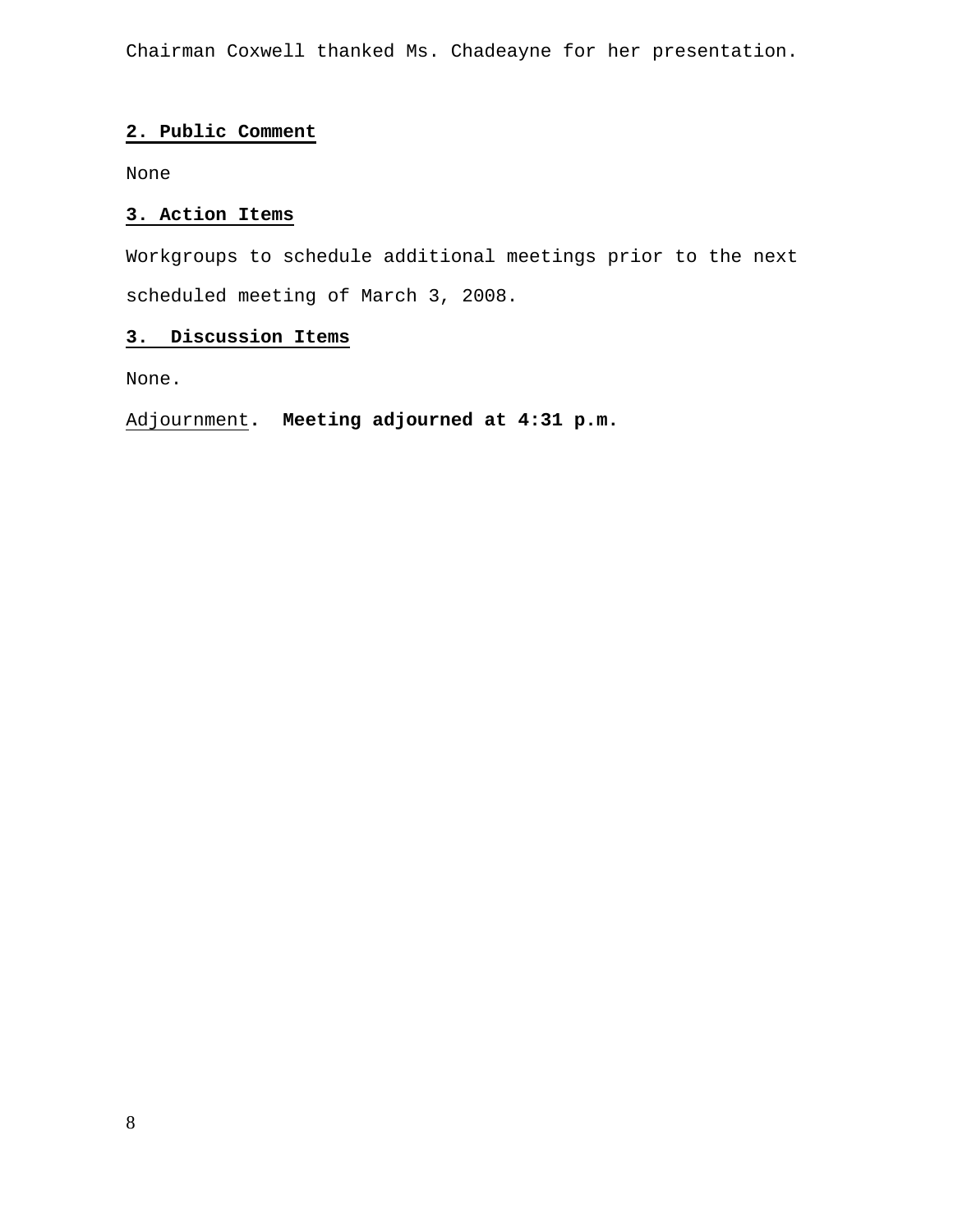Chairman Coxwell thanked Ms. Chadeayne for her presentation.

**2. Public Comment**

None

**3. Action Items**

Workgroups to schedule additional meetings prior to the next scheduled meeting of March 3, 2008.

**3. Discussion Items**

None.

Adjournment. **Meeting adjourned at 4:31 p.m.**